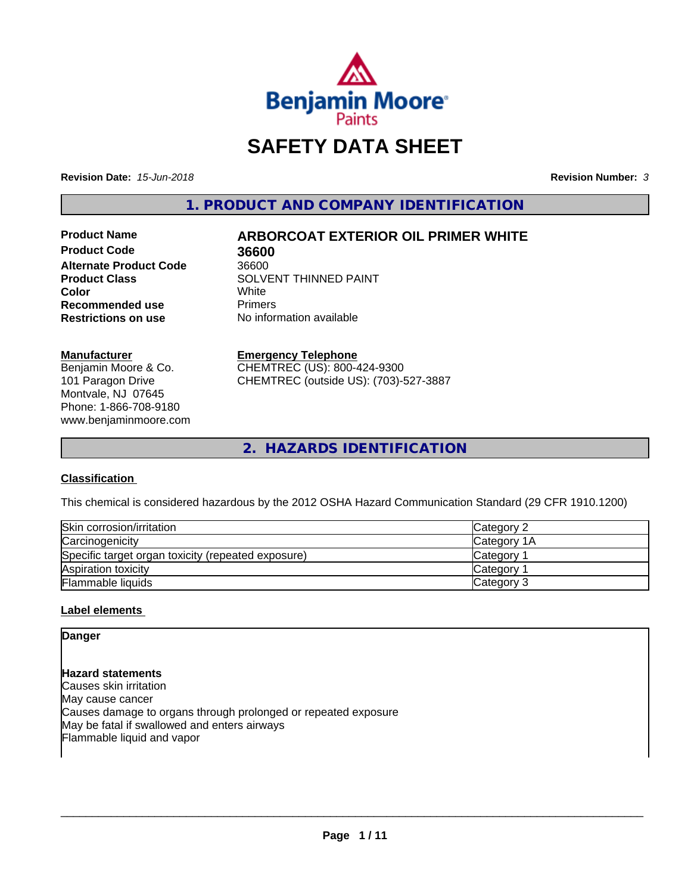Benjamin Moore Paints

# SAFETY DATA SHEET

**Revision Date:** *15-Jun-2018*

**Revision Number:** *3*

## 1. PRODUCT AND COMPANY IDENTIFICATION

| | |
|---|---|
| **Product Name** | **ARBORCOAT EXTERIOR OIL PRIMER WHITE** |
| **Product Code** | **36600** |
| **Alternate Product Code** | 36600 |
| **Product Class** | SOLVENT THINNED PAINT |
| **Color** | White |
| **Recommended use** | Primers |
| **Restrictions on use** | No information available |

**Manufacturer**
Benjamin Moore & Co.
101 Paragon Drive
Montvale, NJ 07645
Phone: 1-866-708-9180
www.benjaminmoore.com

**Emergency Telephone**
CHEMTREC (US): 800-424-9300
CHEMTREC (outside US): (703)-527-3887

## 2. HAZARDS IDENTIFICATION

### Classification

This chemical is considered hazardous by the 2012 OSHA Hazard Communication Standard (29 CFR 1910.1200)

| | |
|---|---|
| Skin corrosion/irritation | Category 2 |
| Carcinogenicity | Category 1A |
| Specific target organ toxicity (repeated exposure) | Category 1 |
| Aspiration toxicity | Category 1 |
| Flammable liquids | Category 3 |

### Label elements

**Danger**

**Hazard statements**
Causes skin irritation
May cause cancer
Causes damage to organs through prolonged or repeated exposure
May be fatal if swallowed and enters airways
Flammable liquid and vapor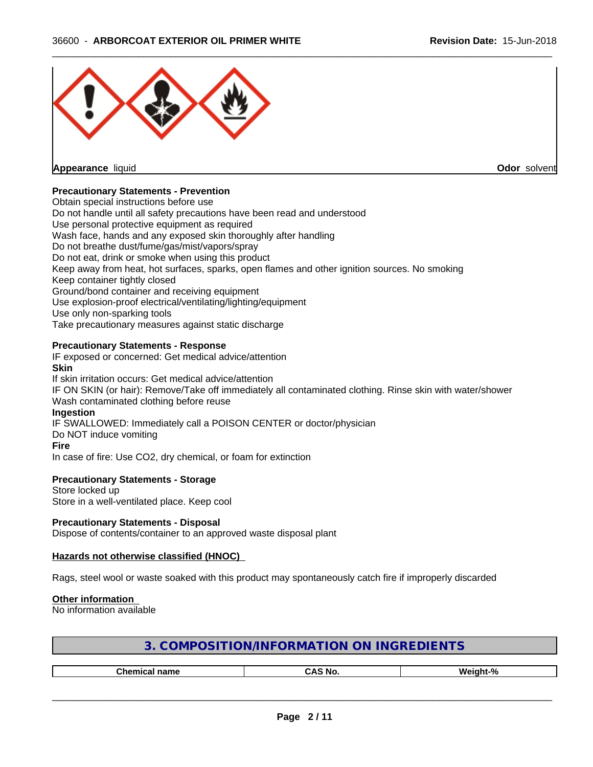**Appearance** liquid **Odor** solvent

**Precautionary Statements - Prevention**

Obtain special instructions before use
Do not handle until all safety precautions have been read and understood
Use personal protective equipment as required
Wash face, hands and any exposed skin thoroughly after handling
Do not breathe dust/fume/gas/mist/vapors/spray
Do not eat, drink or smoke when using this product
Keep away from heat, hot surfaces, sparks, open flames and other ignition sources. No smoking
Keep container tightly closed
Ground/bond container and receiving equipment
Use explosion-proof electrical/ventilating/lighting/equipment
Use only non-sparking tools
Take precautionary measures against static discharge

**Precautionary Statements - Response**

IF exposed or concerned: Get medical advice/attention

**Skin**

If skin irritation occurs: Get medical advice/attention
IF ON SKIN (or hair): Remove/Take off immediately all contaminated clothing. Rinse skin with water/shower
Wash contaminated clothing before reuse

**Ingestion**

IF SWALLOWED: Immediately call a POISON CENTER or doctor/physician
Do NOT induce vomiting

**Fire**

In case of fire: Use CO2, dry chemical, or foam for extinction

**Precautionary Statements - Storage**

Store locked up
Store in a well-ventilated place. Keep cool

**Precautionary Statements - Disposal**

Dispose of contents/container to an approved waste disposal plant

**Hazards not otherwise classified (HNOC)**

Rags, steel wool or waste soaked with this product may spontaneously catch fire if improperly discarded

**Other information**

No information available

## 3. COMPOSITION/INFORMATION ON INGREDIENTS

| Chemical name | CAS No. | Weight-% |
|---|---|---|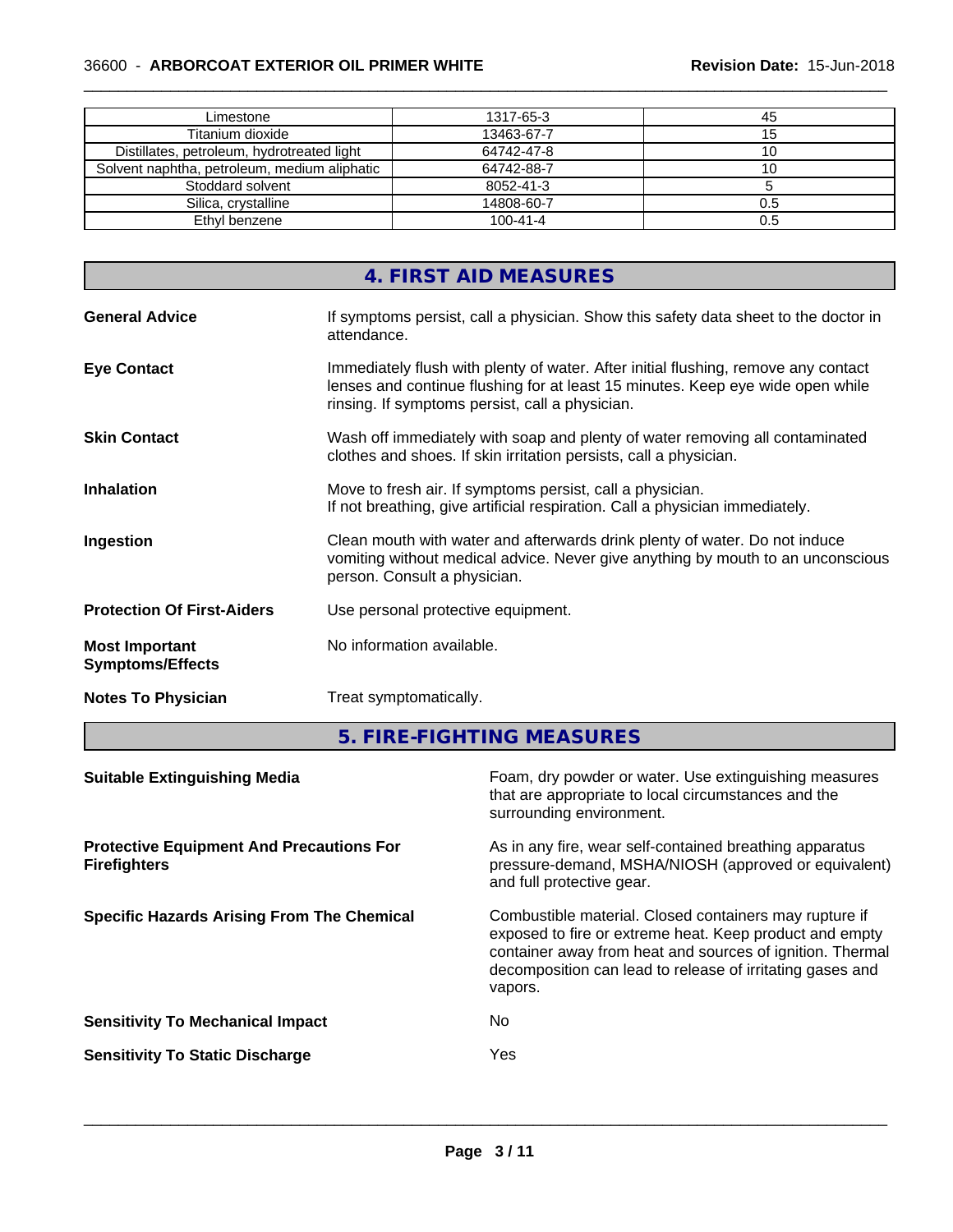| Limestone | 1317-65-3 | 45 |
|---|---|---|
| Titanium dioxide | 13463-67-7 | 15 |
| Distillates, petroleum, hydrotreated light | 64742-47-8 | 10 |
| Solvent naphtha, petroleum, medium aliphatic | 64742-88-7 | 10 |
| Stoddard solvent | 8052-41-3 | 5 |
| Silica, crystalline | 14808-60-7 | 0.5 |
| Ethyl benzene | 100-41-4 | 0.5 |

## 4. FIRST AID MEASURES

**General Advice**
If symptoms persist, call a physician. Show this safety data sheet to the doctor in attendance.

**Eye Contact**
Immediately flush with plenty of water. After initial flushing, remove any contact lenses and continue flushing for at least 15 minutes. Keep eye wide open while rinsing. If symptoms persist, call a physician.

**Skin Contact**
Wash off immediately with soap and plenty of water removing all contaminated clothes and shoes. If skin irritation persists, call a physician.

**Inhalation**
Move to fresh air. If symptoms persist, call a physician.
If not breathing, give artificial respiration. Call a physician immediately.

**Ingestion**
Clean mouth with water and afterwards drink plenty of water. Do not induce vomiting without medical advice. Never give anything by mouth to an unconscious person. Consult a physician.

**Protection Of First-Aiders**
Use personal protective equipment.

**Most Important Symptoms/Effects**
No information available.

**Notes To Physician**
Treat symptomatically.

## 5. FIRE-FIGHTING MEASURES

**Suitable Extinguishing Media**
Foam, dry powder or water. Use extinguishing measures that are appropriate to local circumstances and the surrounding environment.

**Protective Equipment And Precautions For Firefighters**
As in any fire, wear self-contained breathing apparatus pressure-demand, MSHA/NIOSH (approved or equivalent) and full protective gear.

**Specific Hazards Arising From The Chemical**
Combustible material. Closed containers may rupture if exposed to fire or extreme heat. Keep product and empty container away from heat and sources of ignition. Thermal decomposition can lead to release of irritating gases and vapors.

**Sensitivity To Mechanical Impact**
No

**Sensitivity To Static Discharge**
Yes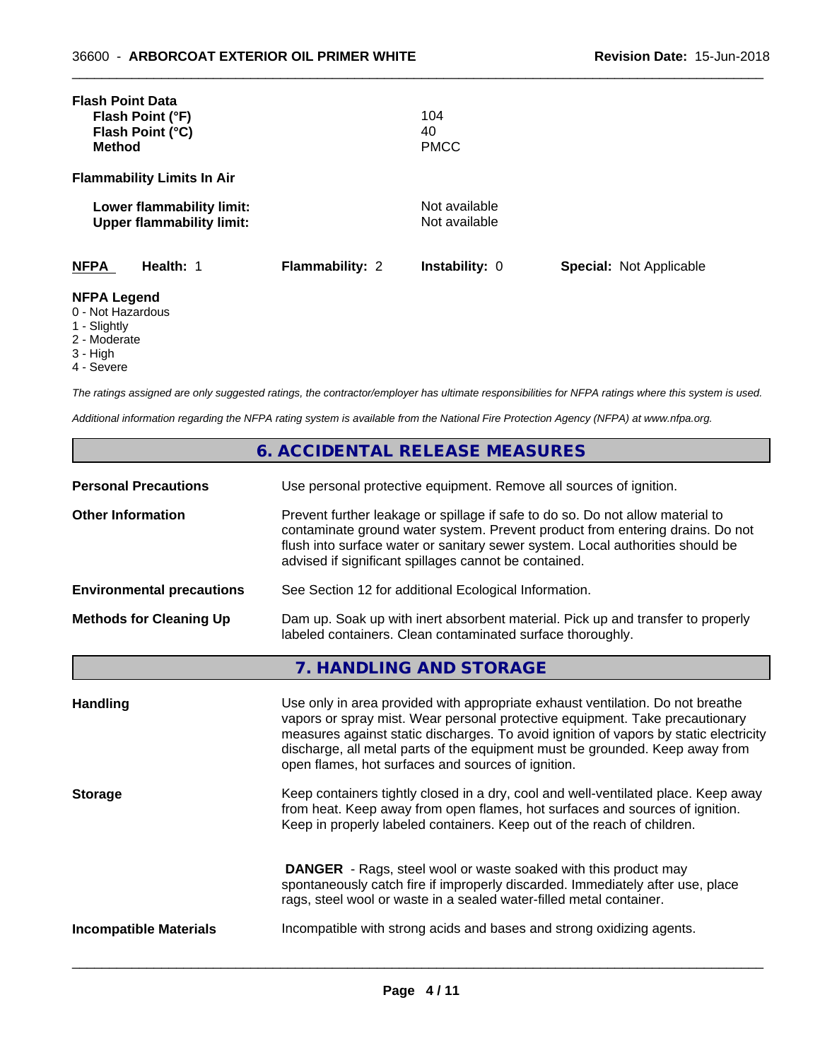**Flash Point Data**

| | |
|---|---|
| **Flash Point (°F)** | 104 |
| **Flash Point (°C)** | 40 |
| **Method** | PMCC |

**Flammability Limits In Air**

| | |
|---|---|
| **Lower flammability limit:** | Not available |
| **Upper flammability limit:** | Not available |

| **NFPA** | **Health:** 1 | **Flammability:** 2 | **Instability:** 0 | **Special:** Not Applicable |
|---|---|---|---|---|

**NFPA Legend**
0 - Not Hazardous
1 - Slightly
2 - Moderate
3 - High
4 - Severe

*The ratings assigned are only suggested ratings, the contractor/employer has ultimate responsibilities for NFPA ratings where this system is used.*

*Additional information regarding the NFPA rating system is available from the National Fire Protection Agency (NFPA) at www.nfpa.org.*

## 6. ACCIDENTAL RELEASE MEASURES

| | |
|---|---|
| **Personal Precautions** | Use personal protective equipment. Remove all sources of ignition. |
| **Other Information** | Prevent further leakage or spillage if safe to do so. Do not allow material to contaminate ground water system. Prevent product from entering drains. Do not flush into surface water or sanitary sewer system. Local authorities should be advised if significant spillages cannot be contained. |
| **Environmental precautions** | See Section 12 for additional Ecological Information. |
| **Methods for Cleaning Up** | Dam up. Soak up with inert absorbent material. Pick up and transfer to properly labeled containers. Clean contaminated surface thoroughly. |

## 7. HANDLING AND STORAGE

| | |
|---|---|
| **Handling** | Use only in area provided with appropriate exhaust ventilation. Do not breathe vapors or spray mist. Wear personal protective equipment. Take precautionary measures against static discharges. To avoid ignition of vapors by static electricity discharge, all metal parts of the equipment must be grounded. Keep away from open flames, hot surfaces and sources of ignition. |
| **Storage** | Keep containers tightly closed in a dry, cool and well-ventilated place. Keep away from heat. Keep away from open flames, hot surfaces and sources of ignition. Keep in properly labeled containers. Keep out of the reach of children. |
| | **DANGER** - Rags, steel wool or waste soaked with this product may spontaneously catch fire if improperly discarded. Immediately after use, place rags, steel wool or waste in a sealed water-filled metal container. |
| **Incompatible Materials** | Incompatible with strong acids and bases and strong oxidizing agents. |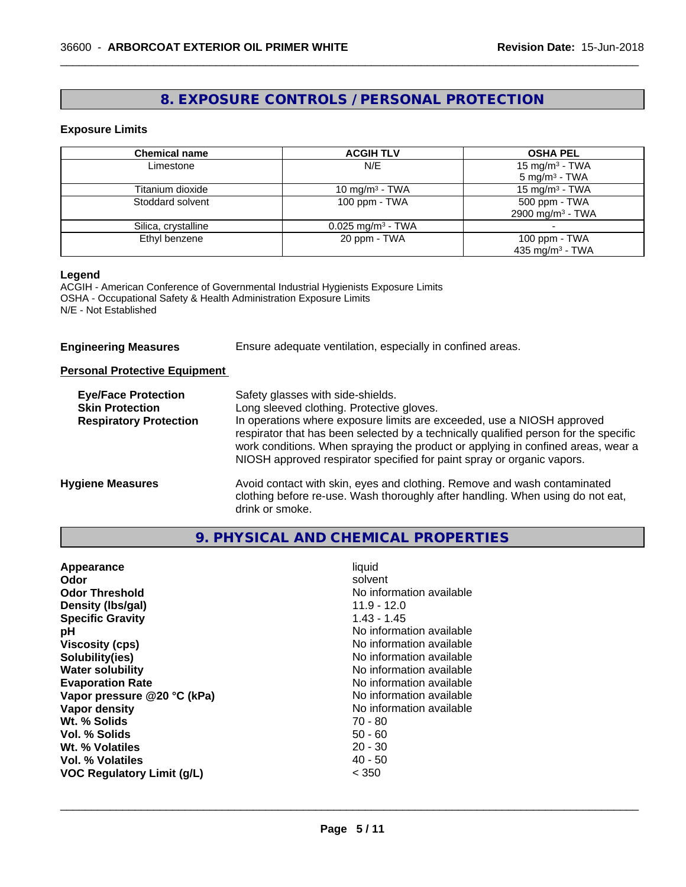## 8. EXPOSURE CONTROLS / PERSONAL PROTECTION

### Exposure Limits

| Chemical name | ACGIH TLV | OSHA PEL |
|---|---|---|
| Limestone | N/E | 15 mg/m³ - TWA<br>5 mg/m³ - TWA |
| Titanium dioxide | 10 mg/m³ - TWA | 15 mg/m³ - TWA |
| Stoddard solvent | 100 ppm - TWA | 500 ppm - TWA<br>2900 mg/m³ - TWA |
| Silica, crystalline | 0.025 mg/m³ - TWA | - |
| Ethyl benzene | 20 ppm - TWA | 100 ppm - TWA<br>435 mg/m³ - TWA |

**Legend**
ACGIH - American Conference of Governmental Industrial Hygienists Exposure Limits
OSHA - Occupational Safety & Health Administration Exposure Limits
N/E - Not Established

**Engineering Measures** Ensure adequate ventilation, especially in confined areas.

**Personal Protective Equipment**

**Eye/Face Protection** Safety glasses with side-shields.

**Skin Protection** Long sleeved clothing. Protective gloves.

**Respiratory Protection** In operations where exposure limits are exceeded, use a NIOSH approved respirator that has been selected by a technically qualified person for the specific work conditions. When spraying the product or applying in confined areas, wear a NIOSH approved respirator specified for paint spray or organic vapors.

**Hygiene Measures** Avoid contact with skin, eyes and clothing. Remove and wash contaminated clothing before re-use. Wash thoroughly after handling. When using do not eat, drink or smoke.

## 9. PHYSICAL AND CHEMICAL PROPERTIES

| | |
|---|---|
| **Appearance** | liquid |
| **Odor** | solvent |
| **Odor Threshold** | No information available |
| **Density (lbs/gal)** | 11.9 - 12.0 |
| **Specific Gravity** | 1.43 - 1.45 |
| **pH** | No information available |
| **Viscosity (cps)** | No information available |
| **Solubility(ies)** | No information available |
| **Water solubility** | No information available |
| **Evaporation Rate** | No information available |
| **Vapor pressure @20 °C (kPa)** | No information available |
| **Vapor density** | No information available |
| **Wt. % Solids** | 70 - 80 |
| **Vol. % Solids** | 50 - 60 |
| **Wt. % Volatiles** | 20 - 30 |
| **Vol. % Volatiles** | 40 - 50 |
| **VOC Regulatory Limit (g/L)** | < 350 |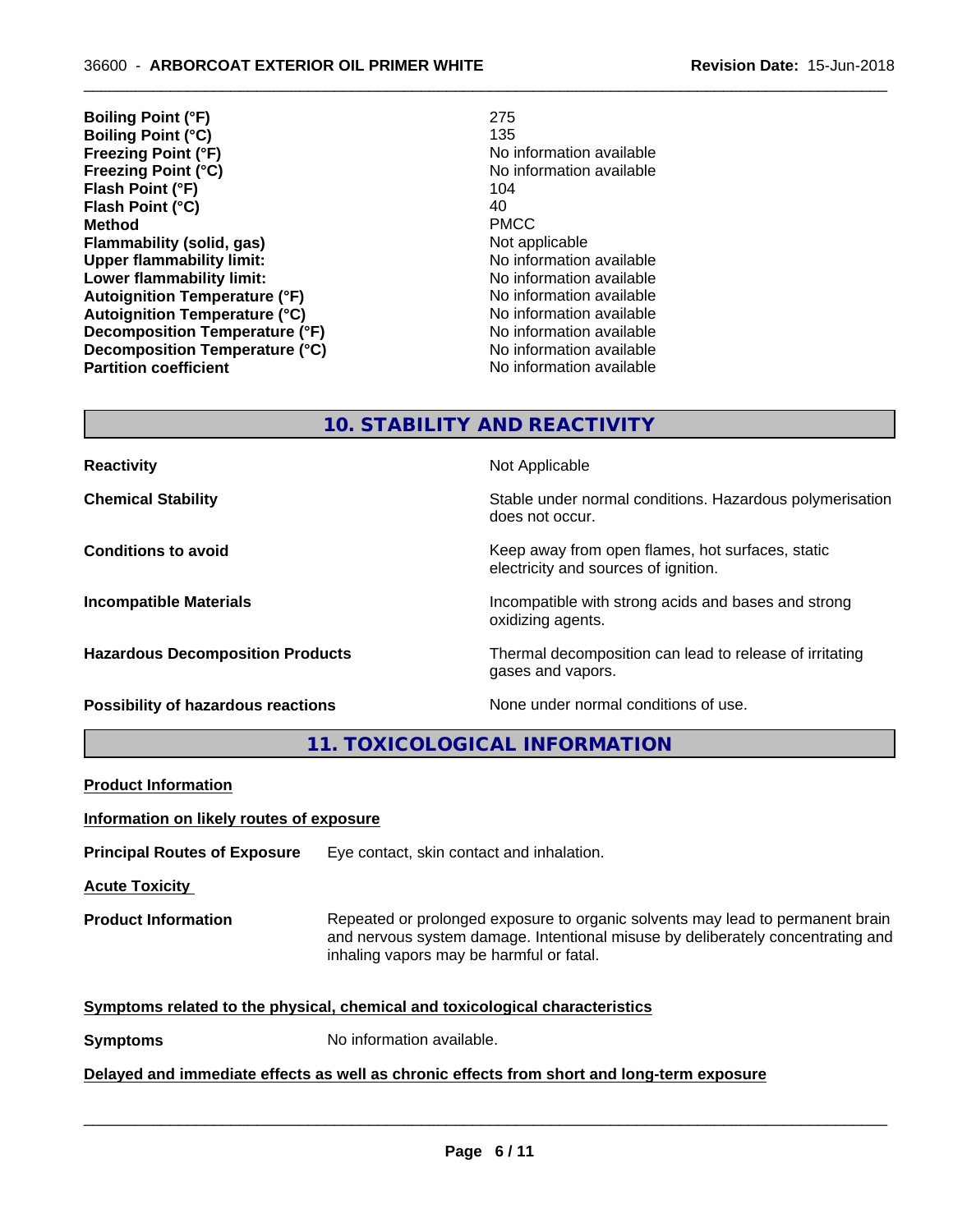| | |
|---|---|
| **Boiling Point (°F)** | 275 |
| **Boiling Point (°C)** | 135 |
| **Freezing Point (°F)** | No information available |
| **Freezing Point (°C)** | No information available |
| **Flash Point (°F)** | 104 |
| **Flash Point (°C)** | 40 |
| **Method** | PMCC |
| **Flammability (solid, gas)** | Not applicable |
| **Upper flammability limit:** | No information available |
| **Lower flammability limit:** | No information available |
| **Autoignition Temperature (°F)** | No information available |
| **Autoignition Temperature (°C)** | No information available |
| **Decomposition Temperature (°F)** | No information available |
| **Decomposition Temperature (°C)** | No information available |
| **Partition coefficient** | No information available |

## 10. STABILITY AND REACTIVITY

| | |
|---|---|
| **Reactivity** | Not Applicable |
| **Chemical Stability** | Stable under normal conditions. Hazardous polymerisation does not occur. |
| **Conditions to avoid** | Keep away from open flames, hot surfaces, static electricity and sources of ignition. |
| **Incompatible Materials** | Incompatible with strong acids and bases and strong oxidizing agents. |
| **Hazardous Decomposition Products** | Thermal decomposition can lead to release of irritating gases and vapors. |
| **Possibility of hazardous reactions** | None under normal conditions of use. |

## 11. TOXICOLOGICAL INFORMATION

**Product Information**

**Information on likely routes of exposure**

**Principal Routes of Exposure** Eye contact, skin contact and inhalation.

**Acute Toxicity**

**Product Information** Repeated or prolonged exposure to organic solvents may lead to permanent brain and nervous system damage. Intentional misuse by deliberately concentrating and inhaling vapors may be harmful or fatal.

**Symptoms related to the physical, chemical and toxicological characteristics**

**Symptoms** No information available.

**Delayed and immediate effects as well as chronic effects from short and long-term exposure**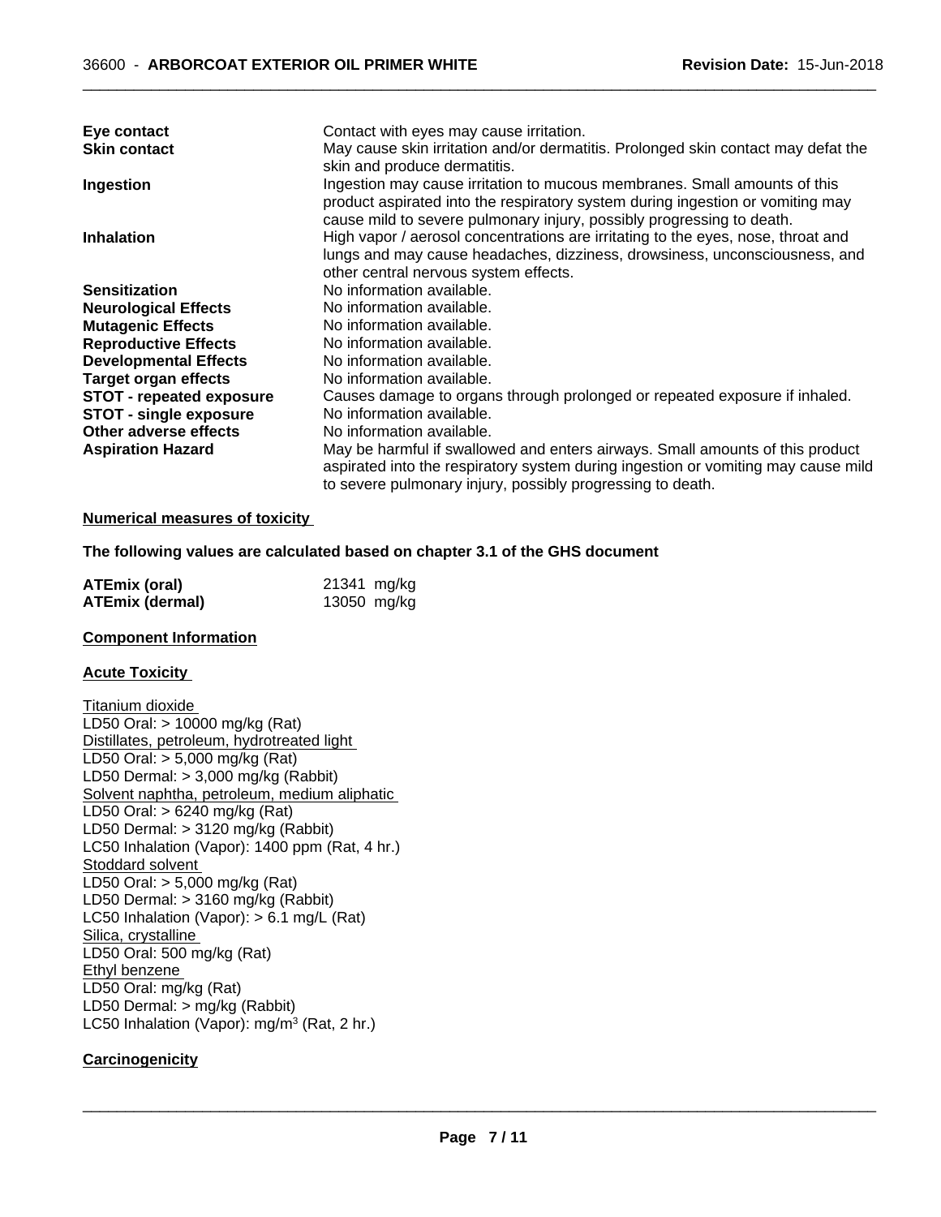| | |
|---|---|
| **Eye contact** | Contact with eyes may cause irritation. |
| **Skin contact** | May cause skin irritation and/or dermatitis. Prolonged skin contact may defat the skin and produce dermatitis. |
| **Ingestion** | Ingestion may cause irritation to mucous membranes. Small amounts of this product aspirated into the respiratory system during ingestion or vomiting may cause mild to severe pulmonary injury, possibly progressing to death. |
| **Inhalation** | High vapor / aerosol concentrations are irritating to the eyes, nose, throat and lungs and may cause headaches, dizziness, drowsiness, unconsciousness, and other central nervous system effects. |
| **Sensitization** | No information available. |
| **Neurological Effects** | No information available. |
| **Mutagenic Effects** | No information available. |
| **Reproductive Effects** | No information available. |
| **Developmental Effects** | No information available. |
| **Target organ effects** | No information available. |
| **STOT - repeated exposure** | Causes damage to organs through prolonged or repeated exposure if inhaled. |
| **STOT - single exposure** | No information available. |
| **Other adverse effects** | No information available. |
| **Aspiration Hazard** | May be harmful if swallowed and enters airways. Small amounts of this product aspirated into the respiratory system during ingestion or vomiting may cause mild to severe pulmonary injury, possibly progressing to death. |

**Numerical measures of toxicity**

**The following values are calculated based on chapter 3.1 of the GHS document**

| | |
|---|---|
| **ATEmix (oral)** | 21341 mg/kg |
| **ATEmix (dermal)** | 13050 mg/kg |

**Component Information**

**Acute Toxicity**

Titanium dioxide
LD50 Oral: > 10000 mg/kg (Rat)
Distillates, petroleum, hydrotreated light
LD50 Oral: > 5,000 mg/kg (Rat)
LD50 Dermal: > 3,000 mg/kg (Rabbit)
Solvent naphtha, petroleum, medium aliphatic
LD50 Oral: > 6240 mg/kg (Rat)
LD50 Dermal: > 3120 mg/kg (Rabbit)
LC50 Inhalation (Vapor): 1400 ppm (Rat, 4 hr.)
Stoddard solvent
LD50 Oral: > 5,000 mg/kg (Rat)
LD50 Dermal: > 3160 mg/kg (Rabbit)
LC50 Inhalation (Vapor): > 6.1 mg/L (Rat)
Silica, crystalline
LD50 Oral: 500 mg/kg (Rat)
Ethyl benzene
LD50 Oral: mg/kg (Rat)
LD50 Dermal: > mg/kg (Rabbit)
LC50 Inhalation (Vapor): mg/m$^3$ (Rat, 2 hr.)

**Carcinogenicity**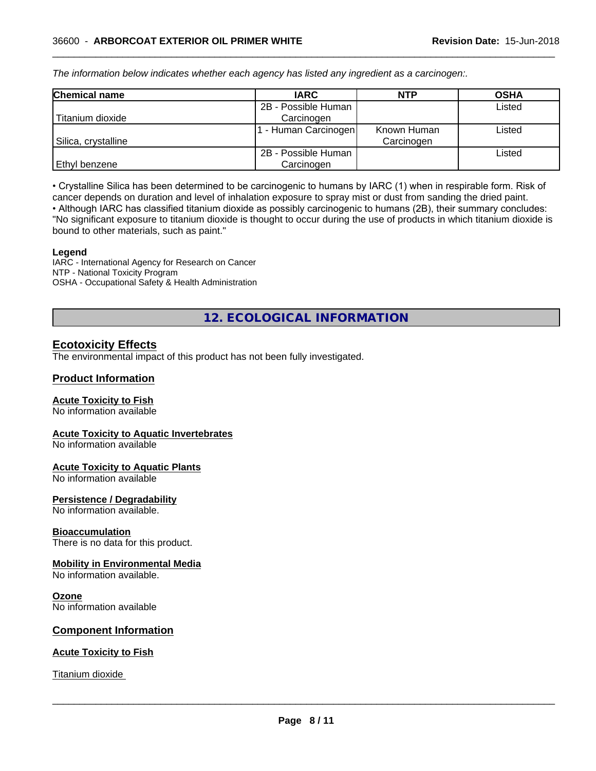*The information below indicates whether each agency has listed any ingredient as a carcinogen:.*

| Chemical name | IARC | NTP | OSHA |
|---|---|---|---|
| Titanium dioxide | 2B - Possible Human Carcinogen | | Listed |
| Silica, crystalline | 1 - Human Carcinogen | Known Human Carcinogen | Listed |
| Ethyl benzene | 2B - Possible Human Carcinogen | | Listed |

• Crystalline Silica has been determined to be carcinogenic to humans by IARC (1) when in respirable form. Risk of cancer depends on duration and level of inhalation exposure to spray mist or dust from sanding the dried paint.
• Although IARC has classified titanium dioxide as possibly carcinogenic to humans (2B), their summary concludes: "No significant exposure to titanium dioxide is thought to occur during the use of products in which titanium dioxide is bound to other materials, such as paint."

**Legend**
IARC - International Agency for Research on Cancer
NTP - National Toxicity Program
OSHA - Occupational Safety & Health Administration

## 12. ECOLOGICAL INFORMATION

### Ecotoxicity Effects
The environmental impact of this product has not been fully investigated.

### Product Information

**Acute Toxicity to Fish**
No information available

**Acute Toxicity to Aquatic Invertebrates**
No information available

**Acute Toxicity to Aquatic Plants**
No information available

**Persistence / Degradability**
No information available.

**Bioaccumulation**
There is no data for this product.

**Mobility in Environmental Media**
No information available.

**Ozone**
No information available

### Component Information

**Acute Toxicity to Fish**

Titanium dioxide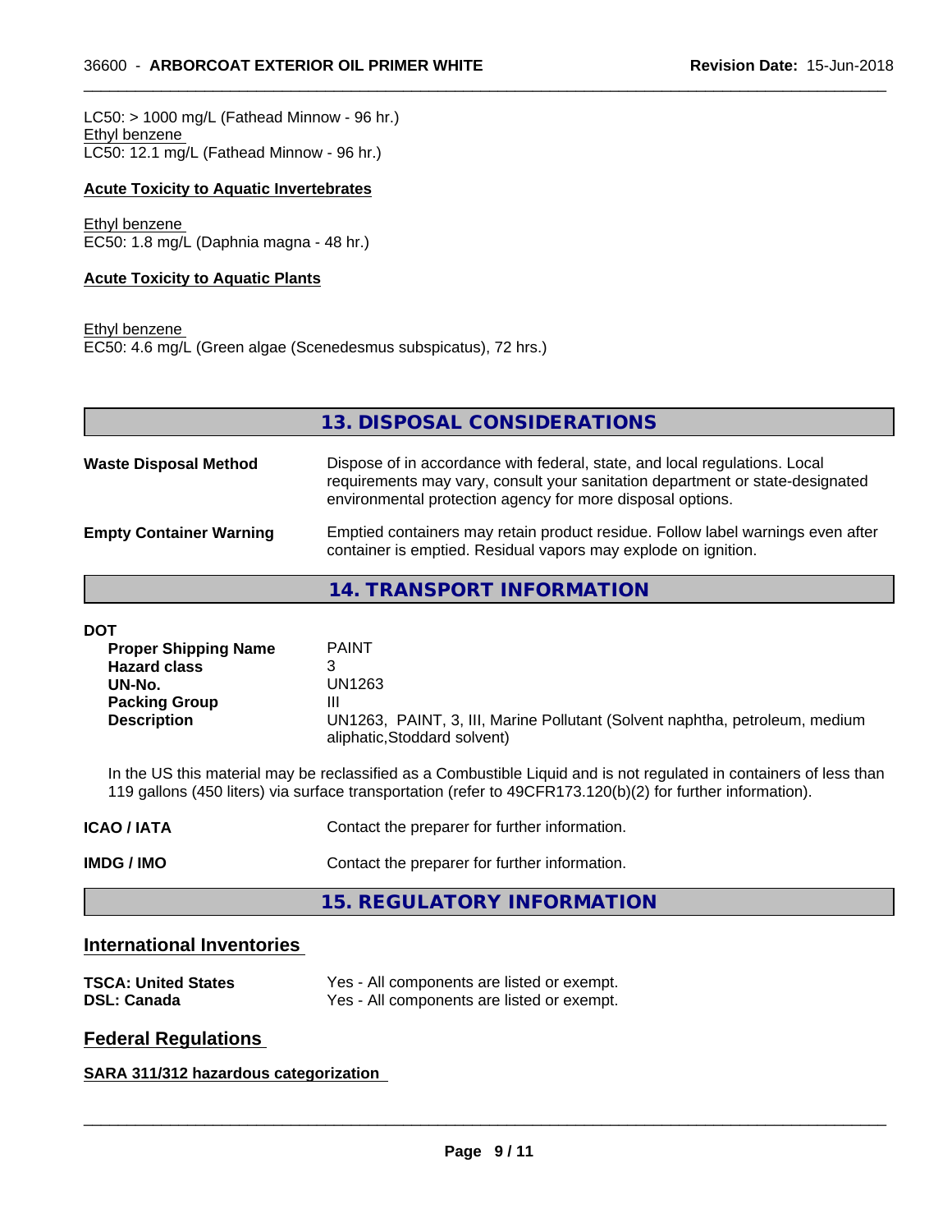LC50: > 1000 mg/L (Fathead Minnow - 96 hr.)
Ethyl benzene
LC50: 12.1 mg/L (Fathead Minnow - 96 hr.)

**Acute Toxicity to Aquatic Invertebrates**

Ethyl benzene
EC50: 1.8 mg/L (Daphnia magna - 48 hr.)

**Acute Toxicity to Aquatic Plants**

Ethyl benzene
EC50: 4.6 mg/L (Green algae (Scenedesmus subspicatus), 72 hrs.)

## 13. DISPOSAL CONSIDERATIONS

**Waste Disposal Method** — Dispose of in accordance with federal, state, and local regulations. Local requirements may vary, consult your sanitation department or state-designated environmental protection agency for more disposal options.

**Empty Container Warning** — Emptied containers may retain product residue. Follow label warnings even after container is emptied. Residual vapors may explode on ignition.

## 14. TRANSPORT INFORMATION

**DOT**

| | |
|---|---|
| **Proper Shipping Name** | PAINT |
| **Hazard class** | 3 |
| **UN-No.** | UN1263 |
| **Packing Group** | III |
| **Description** | UN1263, PAINT, 3, III, Marine Pollutant (Solvent naphtha, petroleum, medium aliphatic,Stoddard solvent) |

In the US this material may be reclassified as a Combustible Liquid and is not regulated in containers of less than 119 gallons (450 liters) via surface transportation (refer to 49CFR173.120(b)(2) for further information).

**ICAO / IATA** — Contact the preparer for further information.

**IMDG / IMO** — Contact the preparer for further information.

## 15. REGULATORY INFORMATION

### International Inventories

| | |
|---|---|
| **TSCA: United States** | Yes - All components are listed or exempt. |
| **DSL: Canada** | Yes - All components are listed or exempt. |

### Federal Regulations

**SARA 311/312 hazardous categorization**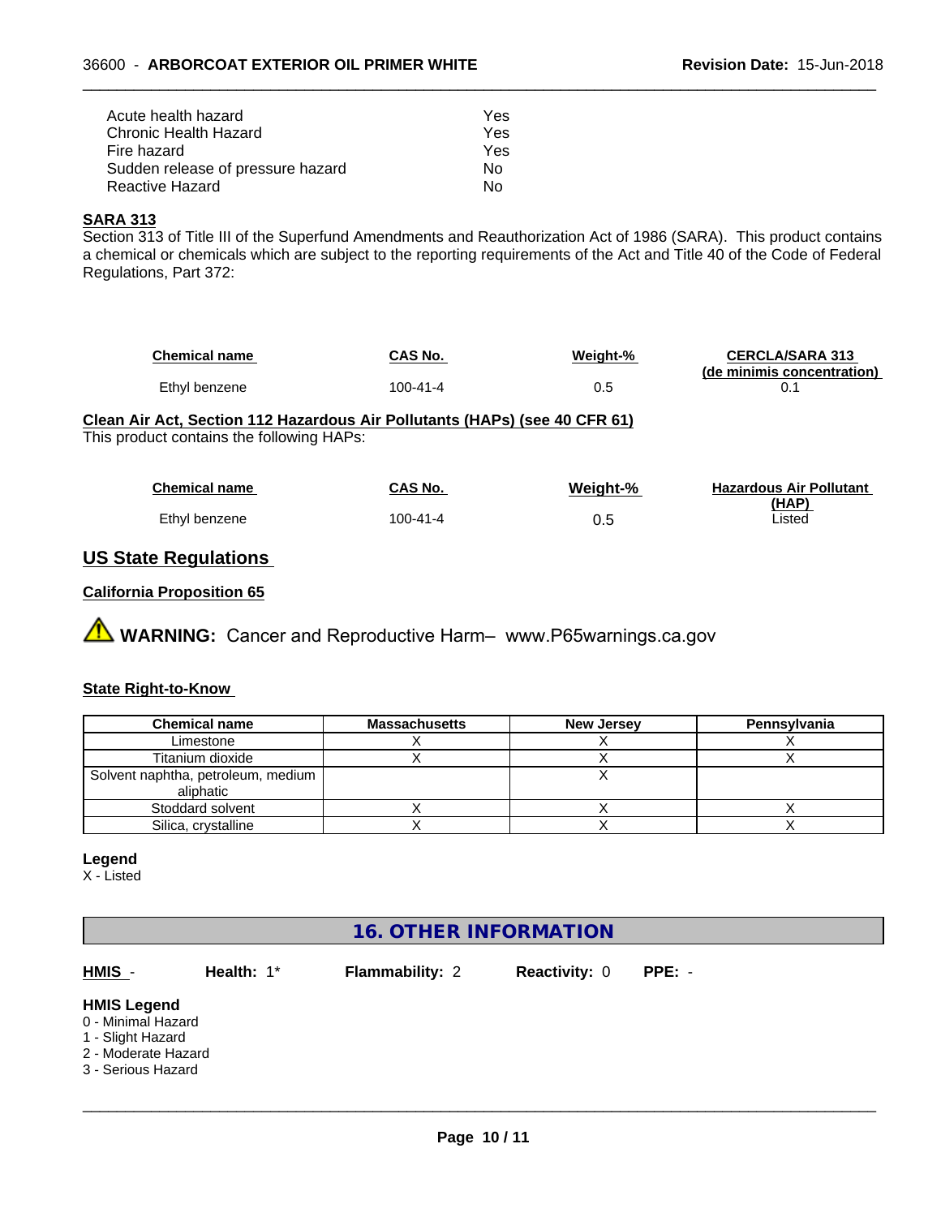| | |
|---|---|
| Acute health hazard | Yes |
| Chronic Health Hazard | Yes |
| Fire hazard | Yes |
| Sudden release of pressure hazard | No |
| Reactive Hazard | No |

**SARA 313**

Section 313 of Title III of the Superfund Amendments and Reauthorization Act of 1986 (SARA). This product contains a chemical or chemicals which are subject to the reporting requirements of the Act and Title 40 of the Code of Federal Regulations, Part 372:

| Chemical name | CAS No. | Weight-% | CERCLA/SARA 313 (de minimis concentration) |
|---|---|---|---|
| Ethyl benzene | 100-41-4 | 0.5 | 0.1 |

**Clean Air Act, Section 112 Hazardous Air Pollutants (HAPs) (see 40 CFR 61)**

This product contains the following HAPs:

| Chemical name | CAS No. | Weight-% | Hazardous Air Pollutant (HAP) |
|---|---|---|---|
| Ethyl benzene | 100-41-4 | 0.5 | Listed |

## US State Regulations

**California Proposition 65**

⚠ **WARNING:** Cancer and Reproductive Harm– www.P65warnings.ca.gov

**State Right-to-Know**

| Chemical name | Massachusetts | New Jersey | Pennsylvania |
|---|---|---|---|
| Limestone | X | X | X |
| Titanium dioxide | X | X | X |
| Solvent naphtha, petroleum, medium aliphatic | | X | |
| Stoddard solvent | X | X | X |
| Silica, crystalline | X | X | X |

**Legend**

X - Listed

## 16. OTHER INFORMATION

**HMIS** - **Health:** 1* **Flammability:** 2 **Reactivity:** 0 **PPE:** -

**HMIS Legend**

0 - Minimal Hazard
1 - Slight Hazard
2 - Moderate Hazard
3 - Serious Hazard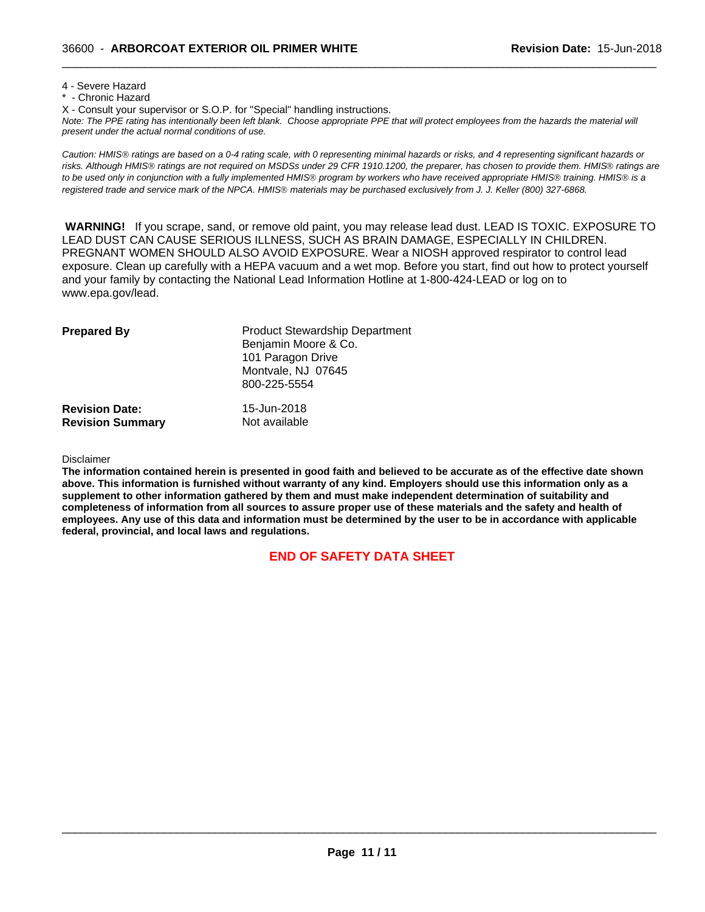4 - Severe Hazard

* - Chronic Hazard

X - Consult your supervisor or S.O.P. for "Special" handling instructions.

*Note: The PPE rating has intentionally been left blank. Choose appropriate PPE that will protect employees from the hazards the material will present under the actual normal conditions of use.*

*Caution: HMIS® ratings are based on a 0-4 rating scale, with 0 representing minimal hazards or risks, and 4 representing significant hazards or risks. Although HMIS® ratings are not required on MSDSs under 29 CFR 1910.1200, the preparer, has chosen to provide them. HMIS® ratings are to be used only in conjunction with a fully implemented HMIS® program by workers who have received appropriate HMIS® training. HMIS® is a registered trade and service mark of the NPCA. HMIS® materials may be purchased exclusively from J. J. Keller (800) 327-6868.*

**WARNING!** If you scrape, sand, or remove old paint, you may release lead dust. LEAD IS TOXIC. EXPOSURE TO LEAD DUST CAN CAUSE SERIOUS ILLNESS, SUCH AS BRAIN DAMAGE, ESPECIALLY IN CHILDREN. PREGNANT WOMEN SHOULD ALSO AVOID EXPOSURE. Wear a NIOSH approved respirator to control lead exposure. Clean up carefully with a HEPA vacuum and a wet mop. Before you start, find out how to protect yourself and your family by contacting the National Lead Information Hotline at 1-800-424-LEAD or log on to www.epa.gov/lead.

| | |
|---|---|
| **Prepared By** | Product Stewardship Department<br>Benjamin Moore & Co.<br>101 Paragon Drive<br>Montvale, NJ 07645<br>800-225-5554 |
| **Revision Date:** | 15-Jun-2018 |
| **Revision Summary** | Not available |

Disclaimer

**The information contained herein is presented in good faith and believed to be accurate as of the effective date shown above. This information is furnished without warranty of any kind. Employers should use this information only as a supplement to other information gathered by them and must make independent determination of suitability and completeness of information from all sources to assure proper use of these materials and the safety and health of employees. Any use of this data and information must be determined by the user to be in accordance with applicable federal, provincial, and local laws and regulations.**

**END OF SAFETY DATA SHEET**